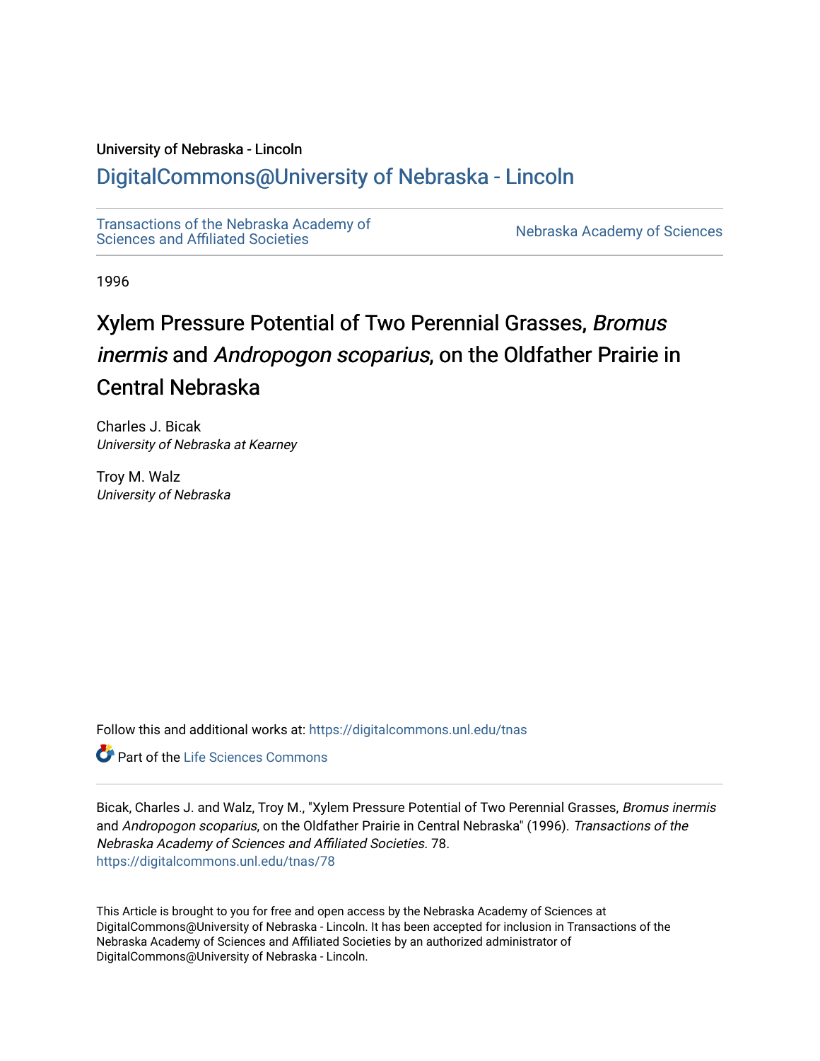University of Nebraska - Lincoln

# DigitalCommons@University of Nebraska - Lincoln

Transactions of the Nebraska Academy of Sciences and Affiliated Societies

Nebraska Academy of Sciences

1996

## Xylem Pressure Potential of Two Perennial Grasses, *Bromus inermis* and *Andropogon scoparius*, on the Oldfather Prairie in Central Nebraska

Charles J. Bicak
*University of Nebraska at Kearney*

Troy M. Walz
*University of Nebraska*

Follow this and additional works at: https://digitalcommons.unl.edu/tnas

Part of the Life Sciences Commons

Bicak, Charles J. and Walz, Troy M., "Xylem Pressure Potential of Two Perennial Grasses, *Bromus inermis* and *Andropogon scoparius*, on the Oldfather Prairie in Central Nebraska" (1996). *Transactions of the Nebraska Academy of Sciences and Affiliated Societies*. 78.
https://digitalcommons.unl.edu/tnas/78

This Article is brought to you for free and open access by the Nebraska Academy of Sciences at DigitalCommons@University of Nebraska - Lincoln. It has been accepted for inclusion in Transactions of the Nebraska Academy of Sciences and Affiliated Societies by an authorized administrator of DigitalCommons@University of Nebraska - Lincoln.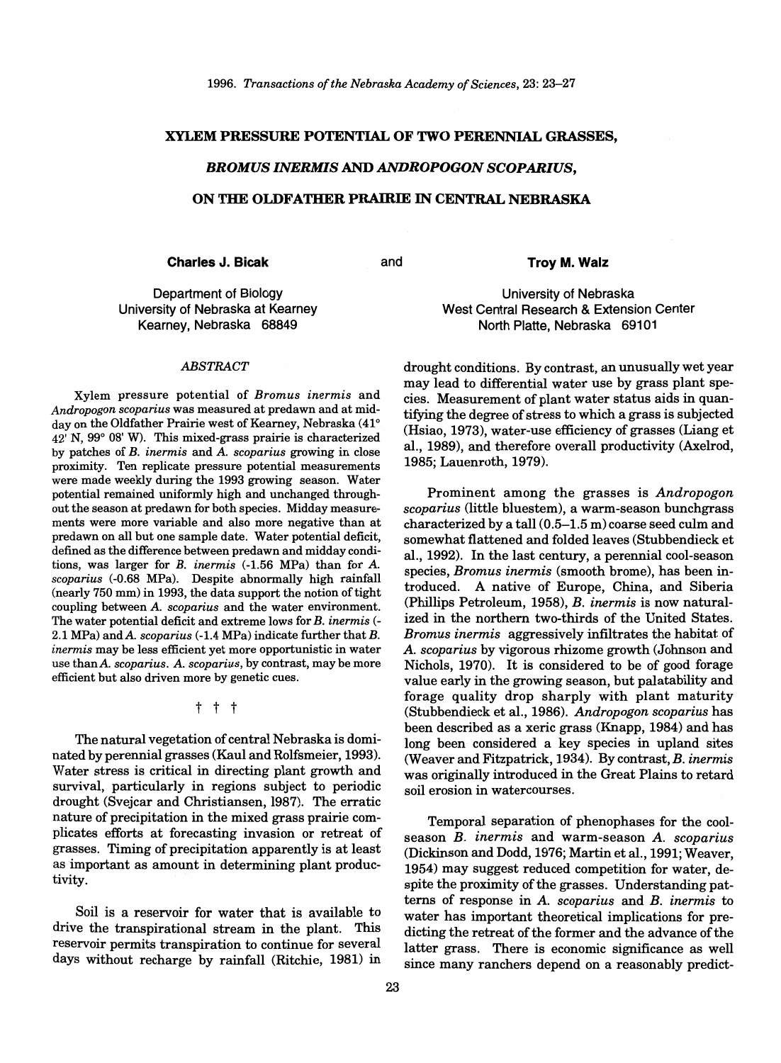1996. *Transactions of the Nebraska Academy of Sciences*, 23: 23–27

# XYLEM PRESSURE POTENTIAL OF TWO PERENNIAL GRASSES, *BROMUS INERMIS* AND *ANDROPOGON SCOPARIUS*, ON THE OLDFATHER PRAIRIE IN CENTRAL NEBRASKA

**Charles J. Bicak**

Department of Biology
University of Nebraska at Kearney
Kearney, Nebraska 68849

and

**Troy M. Walz**

University of Nebraska
West Central Research & Extension Center
North Platte, Nebraska 69101

## ABSTRACT

Xylem pressure potential of *Bromus inermis* and *Andropogon scoparius* was measured at predawn and at midday on the Oldfather Prairie west of Kearney, Nebraska (41° 42' N, 99° 08' W). This mixed-grass prairie is characterized by patches of *B. inermis* and *A. scoparius* growing in close proximity. Ten replicate pressure potential measurements were made weekly during the 1993 growing season. Water potential remained uniformly high and unchanged throughout the season at predawn for both species. Midday measurements were more variable and also more negative than at predawn on all but one sample date. Water potential deficit, defined as the difference between predawn and midday conditions, was larger for *B. inermis* (-1.56 MPa) than for *A. scoparius* (-0.68 MPa). Despite abnormally high rainfall (nearly 750 mm) in 1993, the data support the notion of tight coupling between *A. scoparius* and the water environment. The water potential deficit and extreme lows for *B. inermis* (-2.1 MPa) and *A. scoparius* (-1.4 MPa) indicate further that *B. inermis* may be less efficient yet more opportunistic in water use than *A. scoparius*. *A. scoparius*, by contrast, may be more efficient but also driven more by genetic cues.

† † †

The natural vegetation of central Nebraska is dominated by perennial grasses (Kaul and Rolfsmeier, 1993). Water stress is critical in directing plant growth and survival, particularly in regions subject to periodic drought (Svejcar and Christiansen, 1987). The erratic nature of precipitation in the mixed grass prairie complicates efforts at forecasting invasion or retreat of grasses. Timing of precipitation apparently is at least as important as amount in determining plant productivity.

Soil is a reservoir for water that is available to drive the transpirational stream in the plant. This reservoir permits transpiration to continue for several days without recharge by rainfall (Ritchie, 1981) in drought conditions. By contrast, an unusually wet year may lead to differential water use by grass plant species. Measurement of plant water status aids in quantifying the degree of stress to which a grass is subjected (Hsiao, 1973), water-use efficiency of grasses (Liang et al., 1989), and therefore overall productivity (Axelrod, 1985; Lauenroth, 1979).

Prominent among the grasses is *Andropogon scoparius* (little bluestem), a warm-season bunchgrass characterized by a tall (0.5–1.5 m) coarse seed culm and somewhat flattened and folded leaves (Stubbendieck et al., 1992). In the last century, a perennial cool-season species, *Bromus inermis* (smooth brome), has been introduced. A native of Europe, China, and Siberia (Phillips Petroleum, 1958), *B. inermis* is now naturalized in the northern two-thirds of the United States. *Bromus inermis* aggressively infiltrates the habitat of *A. scoparius* by vigorous rhizome growth (Johnson and Nichols, 1970). It is considered to be of good forage value early in the growing season, but palatability and forage quality drop sharply with plant maturity (Stubbendieck et al., 1986). *Andropogon scoparius* has been described as a xeric grass (Knapp, 1984) and has long been considered a key species in upland sites (Weaver and Fitzpatrick, 1934). By contrast, *B. inermis* was originally introduced in the Great Plains to retard soil erosion in watercourses.

Temporal separation of phenophases for the cool-season *B. inermis* and warm-season *A. scoparius* (Dickinson and Dodd, 1976; Martin et al., 1991; Weaver, 1954) may suggest reduced competition for water, despite the proximity of the grasses. Understanding patterns of response in *A. scoparius* and *B. inermis* to water has important theoretical implications for predicting the retreat of the former and the advance of the latter grass. There is economic significance as well since many ranchers depend on a reasonably predict-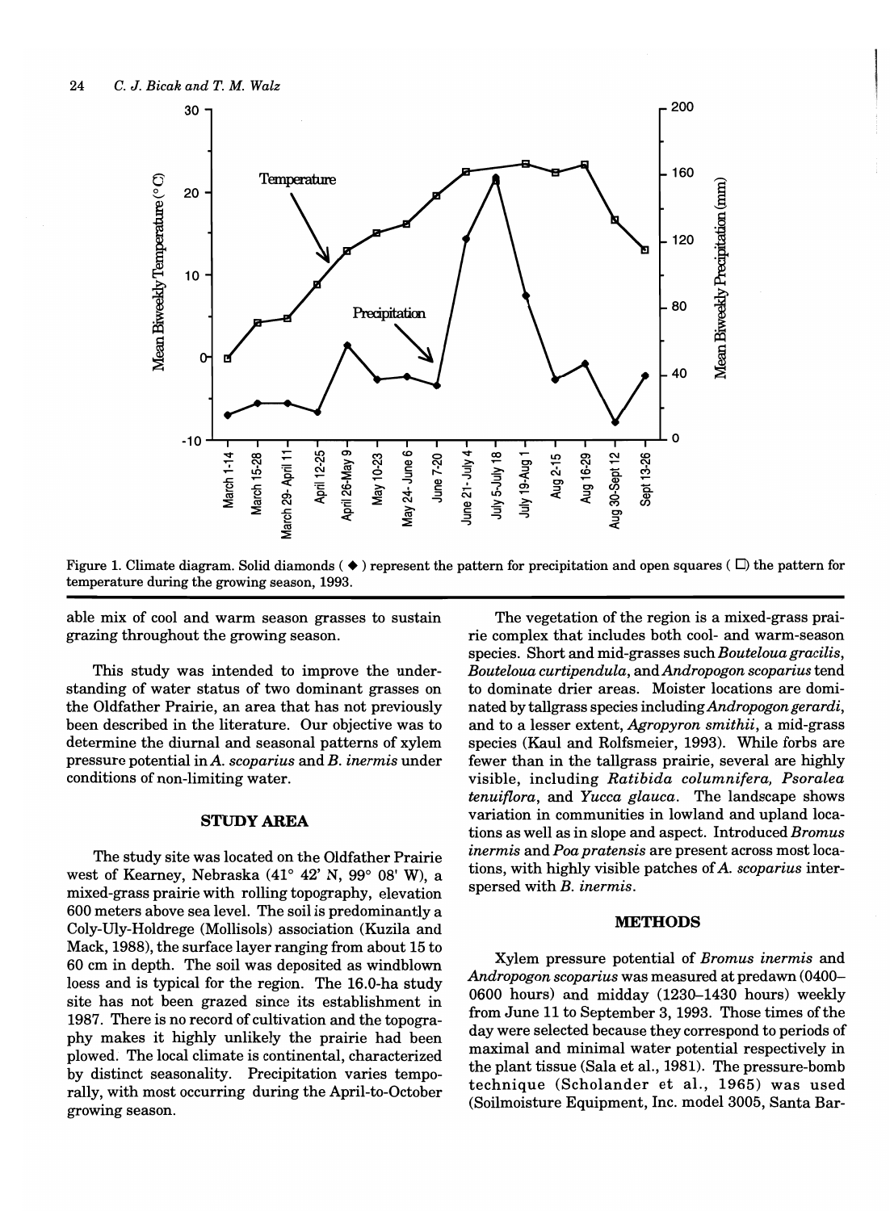Figure 1. Climate diagram. Solid diamonds ( ◆ ) represent the pattern for precipitation and open squares ( □ ) the pattern for temperature during the growing season, 1993.

able mix of cool and warm season grasses to sustain grazing throughout the growing season.

This study was intended to improve the understanding of water status of two dominant grasses on the Oldfather Prairie, an area that has not previously been described in the literature. Our objective was to determine the diurnal and seasonal patterns of xylem pressure potential in *A. scoparius* and *B. inermis* under conditions of non-limiting water.

## STUDY AREA

The study site was located on the Oldfather Prairie west of Kearney, Nebraska (41° 42' N, 99° 08' W), a mixed-grass prairie with rolling topography, elevation 600 meters above sea level. The soil is predominantly a Coly-Uly-Holdrege (Mollisols) association (Kuzila and Mack, 1988), the surface layer ranging from about 15 to 60 cm in depth. The soil was deposited as windblown loess and is typical for the region. The 16.0-ha study site has not been grazed since its establishment in 1987. There is no record of cultivation and the topography makes it highly unlikely the prairie had been plowed. The local climate is continental, characterized by distinct seasonality. Precipitation varies temporally, with most occurring during the April-to-October growing season.

The vegetation of the region is a mixed-grass prairie complex that includes both cool- and warm-season species. Short and mid-grasses such *Bouteloua gracilis*, *Bouteloua curtipendula*, and *Andropogon scoparius* tend to dominate drier areas. Moister locations are dominated by tallgrass species including *Andropogon gerardi*, and to a lesser extent, *Agropyron smithii*, a mid-grass species (Kaul and Rolfsmeier, 1993). While forbs are fewer than in the tallgrass prairie, several are highly visible, including *Ratibida columnifera, Psoralea tenuiflora*, and *Yucca glauca*. The landscape shows variation in communities in lowland and upland locations as well as in slope and aspect. Introduced *Bromus inermis* and *Poa pratensis* are present across most locations, with highly visible patches of *A. scoparius* interspersed with *B. inermis*.

## METHODS

Xylem pressure potential of *Bromus inermis* and *Andropogon scoparius* was measured at predawn (0400–0600 hours) and midday (1230–1430 hours) weekly from June 11 to September 3, 1993. Those times of the day were selected because they correspond to periods of maximal and minimal water potential respectively in the plant tissue (Sala et al., 1981). The pressure-bomb technique (Scholander et al., 1965) was used (Soilmoisture Equipment, Inc. model 3005, Santa Bar-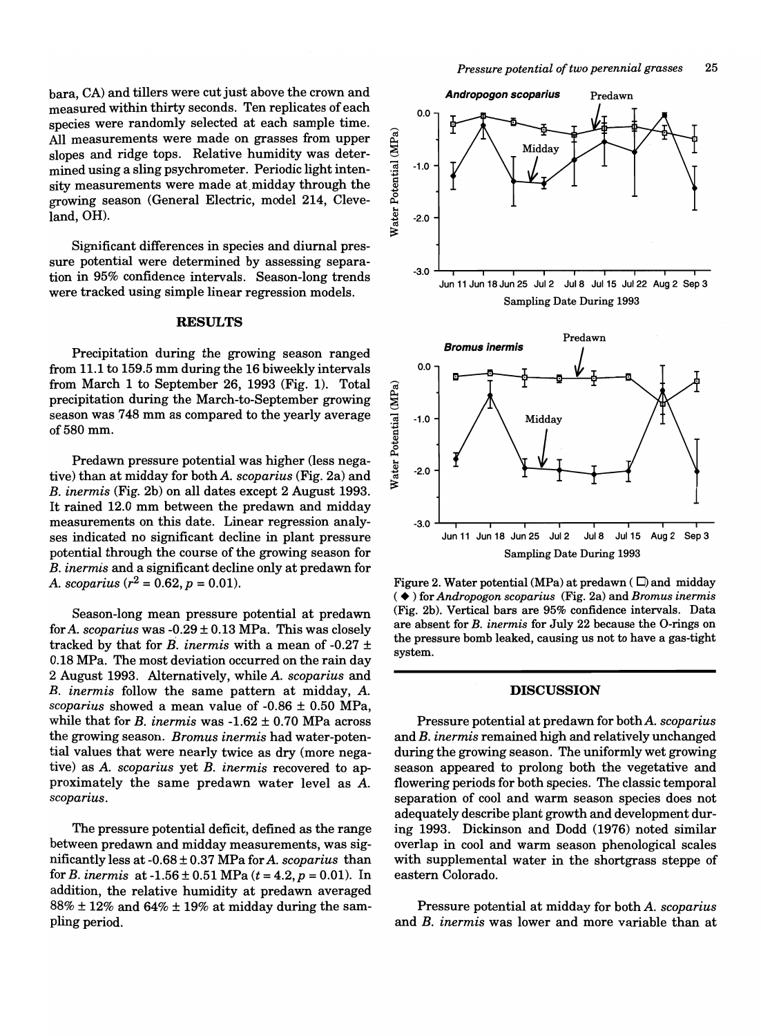bara, CA) and tillers were cut just above the crown and measured within thirty seconds. Ten replicates of each species were randomly selected at each sample time. All measurements were made on grasses from upper slopes and ridge tops. Relative humidity was determined using a sling psychrometer. Periodic light intensity measurements were made at midday through the growing season (General Electric, model 214, Cleveland, OH).

Significant differences in species and diurnal pressure potential were determined by assessing separation in 95% confidence intervals. Season-long trends were tracked using simple linear regression models.

## RESULTS

Precipitation during the growing season ranged from 11.1 to 159.5 mm during the 16 biweekly intervals from March 1 to September 26, 1993 (Fig. 1). Total precipitation during the March-to-September growing season was 748 mm as compared to the yearly average of 580 mm.

Predawn pressure potential was higher (less negative) than at midday for both *A. scoparius* (Fig. 2a) and *B. inermis* (Fig. 2b) on all dates except 2 August 1993. It rained 12.0 mm between the predawn and midday measurements on this date. Linear regression analyses indicated no significant decline in plant pressure potential through the course of the growing season for *B. inermis* and a significant decline only at predawn for *A. scoparius* ($r^2 = 0.62, p = 0.01$).

Season-long mean pressure potential at predawn for *A. scoparius* was -0.29 ± 0.13 MPa. This was closely tracked by that for *B. inermis* with a mean of -0.27 ± 0.18 MPa. The most deviation occurred on the rain day 2 August 1993. Alternatively, while *A. scoparius* and *B. inermis* follow the same pattern at midday, *A. scoparius* showed a mean value of -0.86 ± 0.50 MPa, while that for *B. inermis* was -1.62 ± 0.70 MPa across the growing season. *Bromus inermis* had water-potential values that were nearly twice as dry (more negative) as *A. scoparius* yet *B. inermis* recovered to approximately the same predawn water level as *A. scoparius*.

The pressure potential deficit, defined as the range between predawn and midday measurements, was significantly less at -0.68 ± 0.37 MPa for *A. scoparius* than for *B. inermis* at -1.56 ± 0.51 MPa ($t = 4.2, p = 0.01$). In addition, the relative humidity at predawn averaged 88% ± 12% and 64% ± 19% at midday during the sampling period.

Figure 2. Water potential (MPa) at predawn (□) and midday (◆) for *Andropogon scoparius* (Fig. 2a) and *Bromus inermis* (Fig. 2b). Vertical bars are 95% confidence intervals. Data are absent for *B. inermis* for July 22 because the O-rings on the pressure bomb leaked, causing us not to have a gas-tight system.

## DISCUSSION

Pressure potential at predawn for both *A. scoparius* and *B. inermis* remained high and relatively unchanged during the growing season. The uniformly wet growing season appeared to prolong both the vegetative and flowering periods for both species. The classic temporal separation of cool and warm season species does not adequately describe plant growth and development during 1993. Dickinson and Dodd (1976) noted similar overlap in cool and warm season phenological scales with supplemental water in the shortgrass steppe of eastern Colorado.

Pressure potential at midday for both *A. scoparius* and *B. inermis* was lower and more variable than at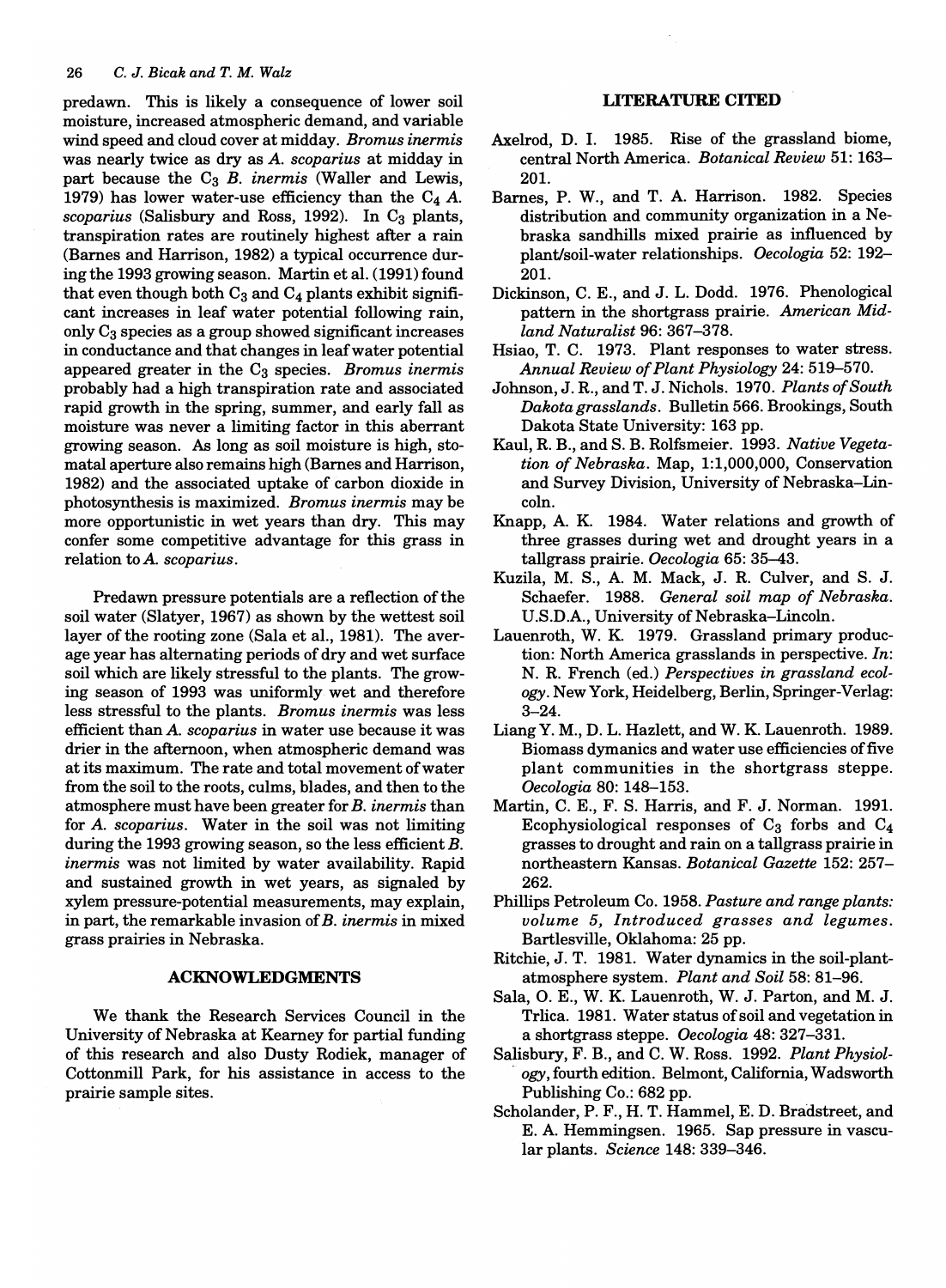predawn. This is likely a consequence of lower soil moisture, increased atmospheric demand, and variable wind speed and cloud cover at midday. *Bromus inermis* was nearly twice as dry as *A. scoparius* at midday in part because the $C_3$ *B. inermis* (Waller and Lewis, 1979) has lower water-use efficiency than the $C_4$ *A. scoparius* (Salisbury and Ross, 1992). In $C_3$ plants, transpiration rates are routinely highest after a rain (Barnes and Harrison, 1982) a typical occurrence during the 1993 growing season. Martin et al. (1991) found that even though both $C_3$ and $C_4$ plants exhibit significant increases in leaf water potential following rain, only $C_3$ species as a group showed significant increases in conductance and that changes in leaf water potential appeared greater in the $C_3$ species. *Bromus inermis* probably had a high transpiration rate and associated rapid growth in the spring, summer, and early fall as moisture was never a limiting factor in this aberrant growing season. As long as soil moisture is high, stomatal aperture also remains high (Barnes and Harrison, 1982) and the associated uptake of carbon dioxide in photosynthesis is maximized. *Bromus inermis* may be more opportunistic in wet years than dry. This may confer some competitive advantage for this grass in relation to *A. scoparius*.

Predawn pressure potentials are a reflection of the soil water (Slatyer, 1967) as shown by the wettest soil layer of the rooting zone (Sala et al., 1981). The average year has alternating periods of dry and wet surface soil which are likely stressful to the plants. The growing season of 1993 was uniformly wet and therefore less stressful to the plants. *Bromus inermis* was less efficient than *A. scoparius* in water use because it was drier in the afternoon, when atmospheric demand was at its maximum. The rate and total movement of water from the soil to the roots, culms, blades, and then to the atmosphere must have been greater for *B. inermis* than for *A. scoparius*. Water in the soil was not limiting during the 1993 growing season, so the less efficient *B. inermis* was not limited by water availability. Rapid and sustained growth in wet years, as signaled by xylem pressure-potential measurements, may explain, in part, the remarkable invasion of *B. inermis* in mixed grass prairies in Nebraska.

## ACKNOWLEDGMENTS

We thank the Research Services Council in the University of Nebraska at Kearney for partial funding of this research and also Dusty Rodiek, manager of Cottonmill Park, for his assistance in access to the prairie sample sites.

## LITERATURE CITED

Axelrod, D. I. 1985. Rise of the grassland biome, central North America. *Botanical Review* 51: 163–201.

Barnes, P. W., and T. A. Harrison. 1982. Species distribution and community organization in a Nebraska sandhills mixed prairie as influenced by plant/soil-water relationships. *Oecologia* 52: 192–201.

Dickinson, C. E., and J. L. Dodd. 1976. Phenological pattern in the shortgrass prairie. *American Midland Naturalist* 96: 367–378.

Hsiao, T. C. 1973. Plant responses to water stress. *Annual Review of Plant Physiology* 24: 519–570.

Johnson, J. R., and T. J. Nichols. 1970. *Plants of South Dakota grasslands*. Bulletin 566. Brookings, South Dakota State University: 163 pp.

Kaul, R. B., and S. B. Rolfsmeier. 1993. *Native Vegetation of Nebraska*. Map, 1:1,000,000, Conservation and Survey Division, University of Nebraska–Lincoln.

Knapp, A. K. 1984. Water relations and growth of three grasses during wet and drought years in a tallgrass prairie. *Oecologia* 65: 35–43.

Kuzila, M. S., A. M. Mack, J. R. Culver, and S. J. Schaefer. 1988. *General soil map of Nebraska*. U.S.D.A., University of Nebraska–Lincoln.

Lauenroth, W. K. 1979. Grassland primary production: North America grasslands in perspective. *In*: N. R. French (ed.) *Perspectives in grassland ecology*. New York, Heidelberg, Berlin, Springer-Verlag: 3–24.

Liang Y. M., D. L. Hazlett, and W. K. Lauenroth. 1989. Biomass dymanics and water use efficiencies of five plant communities in the shortgrass steppe. *Oecologia* 80: 148–153.

Martin, C. E., F. S. Harris, and F. J. Norman. 1991. Ecophysiological responses of $C_3$ forbs and $C_4$ grasses to drought and rain on a tallgrass prairie in northeastern Kansas. *Botanical Gazette* 152: 257–262.

Phillips Petroleum Co. 1958. *Pasture and range plants: volume 5, Introduced grasses and legumes*. Bartlesville, Oklahoma: 25 pp.

Ritchie, J. T. 1981. Water dynamics in the soil-plant-atmosphere system. *Plant and Soil* 58: 81–96.

Sala, O. E., W. K. Lauenroth, W. J. Parton, and M. J. Trlica. 1981. Water status of soil and vegetation in a shortgrass steppe. *Oecologia* 48: 327–331.

Salisbury, F. B., and C. W. Ross. 1992. *Plant Physiology*, fourth edition. Belmont, California, Wadsworth Publishing Co.: 682 pp.

Scholander, P. F., H. T. Hammel, E. D. Bradstreet, and E. A. Hemmingsen. 1965. Sap pressure in vascular plants. *Science* 148: 339–346.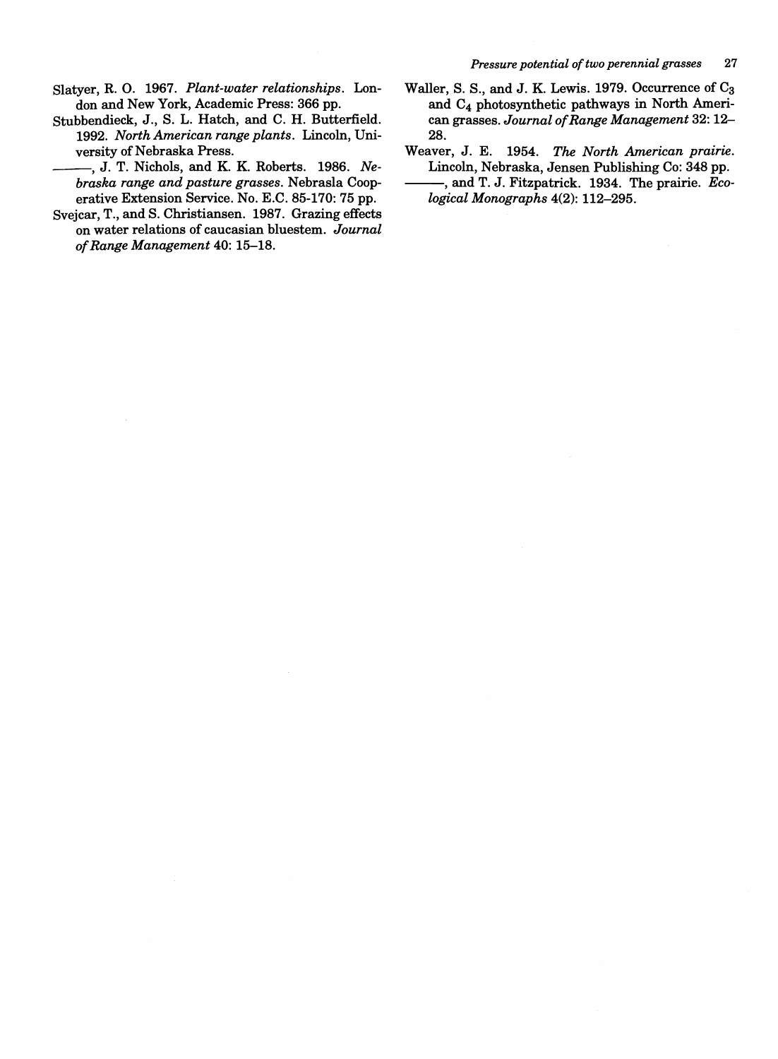Slatyer, R. O. 1967. *Plant-water relationships*. London and New York, Academic Press: 366 pp.

Stubbendieck, J., S. L. Hatch, and C. H. Butterfield. 1992. *North American range plants*. Lincoln, University of Nebraska Press.

———, J. T. Nichols, and K. K. Roberts. 1986. *Nebraska range and pasture grasses*. Nebrasla Cooperative Extension Service. No. E.C. 85-170: 75 pp.

Svejcar, T., and S. Christiansen. 1987. Grazing effects on water relations of caucasian bluestem. *Journal of Range Management* 40: 15–18.

Waller, S. S., and J. K. Lewis. 1979. Occurrence of $C_3$ and $C_4$ photosynthetic pathways in North American grasses. *Journal of Range Management* 32: 12–28.

Weaver, J. E. 1954. *The North American prairie*. Lincoln, Nebraska, Jensen Publishing Co: 348 pp.

———, and T. J. Fitzpatrick. 1934. The prairie. *Ecological Monographs* 4(2): 112–295.